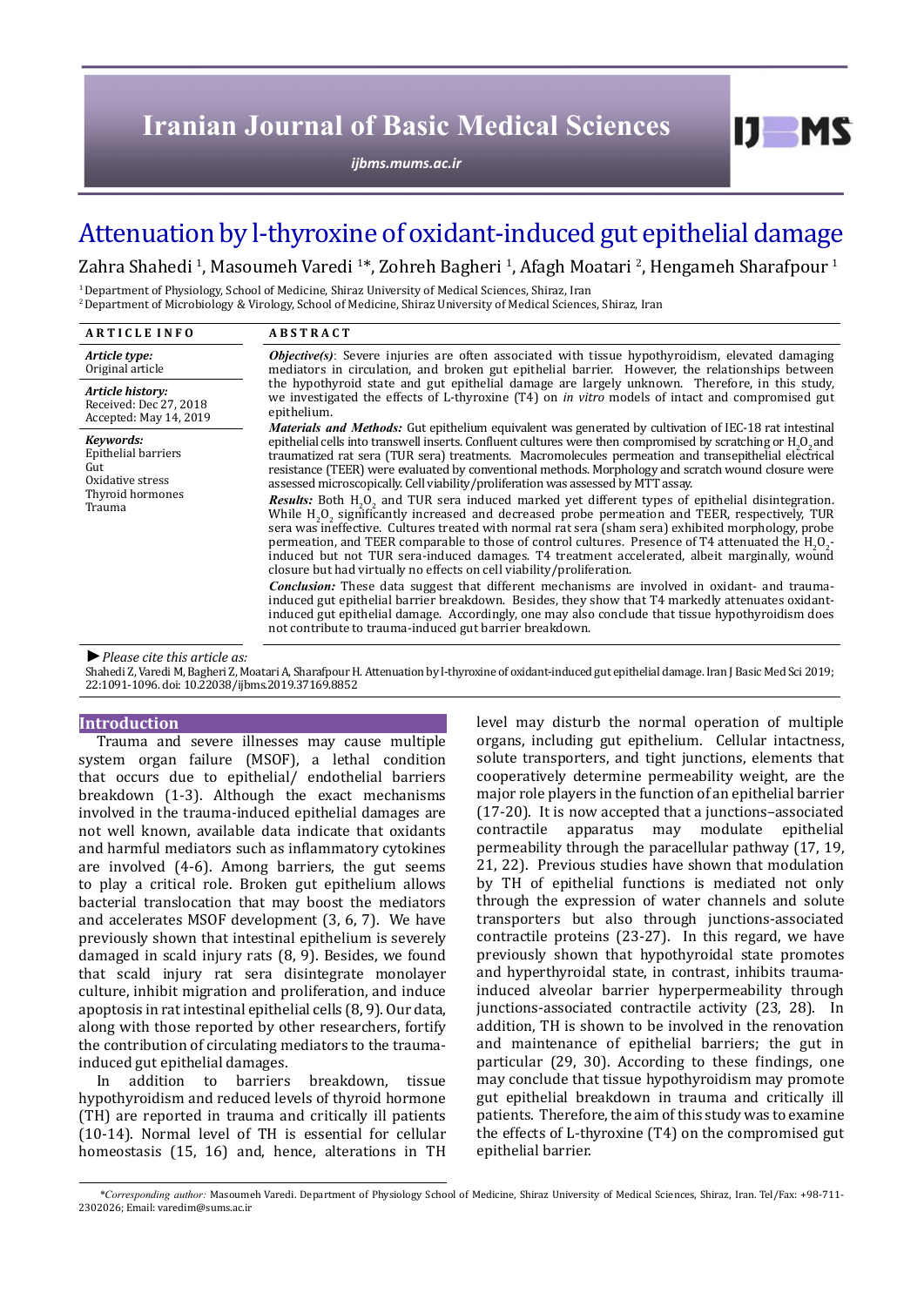# Attenuation by l-thyroxine of oxidant-induced gut epithelial damage

Zahra Shahedi [1], Masoumeh Varedi [1]*, Zohreh Bagheri [1], Afagh Moatari [2], Hengameh Sharafpour [1]

[1] Department of Physiology, School of Medicine, Shiraz University of Medical Sciences, Shiraz, Iran
[2] Department of Microbiology & Virology, School of Medicine, Shiraz University of Medical Sciences, Shiraz, Iran

**ARTICLE INFO**

***Article type:***
Original article

***Article history:***
Received: Dec 27, 2018
Accepted: May 14, 2019

***Keywords:***
Epithelial barriers
Gut
Oxidative stress
Thyroid hormones
Trauma

**ABSTRACT**

***Objective(s)***: Severe injuries are often associated with tissue hypothyroidism, elevated damaging mediators in circulation, and broken gut epithelial barrier. However, the relationships between the hypothyroid state and gut epithelial damage are largely unknown. Therefore, in this study, we investigated the effects of L-thyroxine (T4) on *in vitro* models of intact and compromised gut epithelium.

***Materials and Methods:*** Gut epithelium equivalent was generated by cultivation of IEC-18 rat intestinal epithelial cells into transwell inserts. Confluent cultures were then compromised by scratching or $H_2O_2$ and traumatized rat sera (TUR sera) treatments. Macromolecules permeation and transepithelial electrical resistance (TEER) were evaluated by conventional methods. Morphology and scratch wound closure were assessed microscopically. Cell viability/proliferation was assessed by MTT assay.

***Results:*** Both $H_2O_2$ and TUR sera induced marked yet different types of epithelial disintegration. While $H_2O_2$ significantly increased and decreased probe permeation and TEER, respectively, TUR sera was ineffective. Cultures treated with normal rat sera (sham sera) exhibited morphology, probe permeation, and TEER comparable to those of control cultures. Presence of T4 attenuated the $H_2O_2$-induced but not TUR sera-induced damages. T4 treatment accelerated, albeit marginally, wound closure but had virtually no effects on cell viability/proliferation.

***Conclusion:*** These data suggest that different mechanisms are involved in oxidant- and trauma-induced gut epithelial barrier breakdown. Besides, they show that T4 markedly attenuates oxidant-induced gut epithelial damage. Accordingly, one may also conclude that tissue hypothyroidism does not contribute to trauma-induced gut barrier breakdown.

► *Please cite this article as:*
Shahedi Z, Varedi M, Bagheri Z, Moatari A, Sharafpour H. Attenuation by l-thyroxine of oxidant-induced gut epithelial damage. Iran J Basic Med Sci 2019; 22:1091-1096. doi: 10.22038/ijbms.2019.37169.8852

## Introduction

Trauma and severe illnesses may cause multiple system organ failure (MSOF), a lethal condition that occurs due to epithelial/ endothelial barriers breakdown (1-3). Although the exact mechanisms involved in the trauma-induced epithelial damages are not well known, available data indicate that oxidants and harmful mediators such as inflammatory cytokines are involved (4-6). Among barriers, the gut seems to play a critical role. Broken gut epithelium allows bacterial translocation that may boost the mediators and accelerates MSOF development (3, 6, 7). We have previously shown that intestinal epithelium is severely damaged in scald injury rats (8, 9). Besides, we found that scald injury rat sera disintegrate monolayer culture, inhibit migration and proliferation, and induce apoptosis in rat intestinal epithelial cells (8, 9). Our data, along with those reported by other researchers, fortify the contribution of circulating mediators to the trauma-induced gut epithelial damages.

In addition to barriers breakdown, tissue hypothyroidism and reduced levels of thyroid hormone (TH) are reported in trauma and critically ill patients (10-14). Normal level of TH is essential for cellular homeostasis (15, 16) and, hence, alterations in TH level may disturb the normal operation of multiple organs, including gut epithelium. Cellular intactness, solute transporters, and tight junctions, elements that cooperatively determine permeability weight, are the major role players in the function of an epithelial barrier (17-20). It is now accepted that a junctions–associated contractile apparatus may modulate epithelial permeability through the paracellular pathway (17, 19, 21, 22). Previous studies have shown that modulation by TH of epithelial functions is mediated not only through the expression of water channels and solute transporters but also through junctions-associated contractile proteins (23-27). In this regard, we have previously shown that hypothyroidal state promotes and hyperthyroidal state, in contrast, inhibits trauma-induced alveolar barrier hyperpermeability through junctions-associated contractile activity (23, 28). In addition, TH is shown to be involved in the renovation and maintenance of epithelial barriers; the gut in particular (29, 30). According to these findings, one may conclude that tissue hypothyroidism may promote gut epithelial breakdown in trauma and critically ill patients. Therefore, the aim of this study was to examine the effects of L-thyroxine (T4) on the compromised gut epithelial barrier.

*\*Corresponding author:* Masoumeh Varedi. Department of Physiology School of Medicine, Shiraz University of Medical Sciences, Shiraz, Iran. Tel/Fax: +98-711-2302026; Email: varedim@sums.ac.ir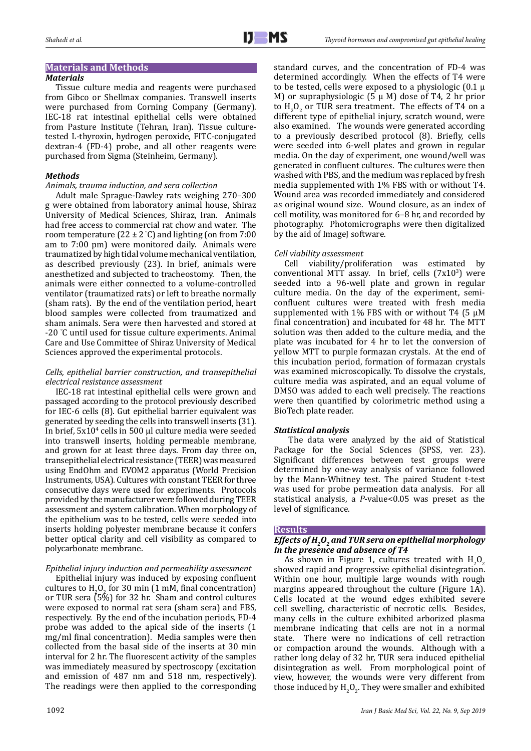## Materials and Methods

### *Materials*

Tissue culture media and reagents were purchased from Gibco or Shellmax companies. Transwell inserts were purchased from Corning Company (Germany). IEC-18 rat intestinal epithelial cells were obtained from Pasture Institute (Tehran, Iran). Tissue culture-tested L-thyroxin, hydrogen peroxide, FITC-conjugated dextran-4 (FD-4) probe, and all other reagents were purchased from Sigma (Steinheim, Germany).

### *Methods*

*Animals, trauma induction, and sera collection*

Adult male Sprague-Dawley rats weighing 270–300 g were obtained from laboratory animal house, Shiraz University of Medical Sciences, Shiraz, Iran. Animals had free access to commercial rat chow and water. The room temperature (22 ± 2 °C) and lighting (on from 7:00 am to 7:00 pm) were monitored daily. Animals were traumatized by high tidal volume mechanical ventilation, as described previously (23). In brief, animals were anesthetized and subjected to tracheostomy. Then, the animals were either connected to a volume-controlled ventilator (traumatized rats) or left to breathe normally (sham rats). By the end of the ventilation period, heart blood samples were collected from traumatized and sham animals. Sera were then harvested and stored at -20 °C until used for tissue culture experiments. Animal Care and Use Committee of Shiraz University of Medical Sciences approved the experimental protocols.

*Cells, epithelial barrier construction, and transepithelial electrical resistance assessment*

IEC-18 rat intestinal epithelial cells were grown and passaged according to the protocol previously described for IEC-6 cells (8). Gut epithelial barrier equivalent was generated by seeding the cells into transwell inserts (31). In brief, $5x10^4$ cells in 500 µl culture media were seeded into transwell inserts, holding permeable membrane, and grown for at least three days. From day three on, transepithelial electrical resistance (TEER) was measured using EndOhm and EVOM2 apparatus (World Precision Instruments, USA). Cultures with constant TEER for three consecutive days were used for experiments. Protocols provided by the manufacturer were followed during TEER assessment and system calibration. When morphology of the epithelium was to be tested, cells were seeded into inserts holding polyester membrane because it confers better optical clarity and cell visibility as compared to polycarbonate membrane.

*Epithelial injury induction and permeability assessment*

Epithelial injury was induced by exposing confluent cultures to $H_2O_2$ for 30 min (1 mM, final concentration) or TUR sera (5%) for 32 hr. Sham and control cultures were exposed to normal rat sera (sham sera) and FBS, respectively. By the end of the incubation periods, FD-4 probe was added to the apical side of the inserts (1 mg/ml final concentration). Media samples were then collected from the basal side of the inserts at 30 min interval for 2 hr. The fluorescent activity of the samples was immediately measured by spectroscopy (excitation and emission of 487 nm and 518 nm, respectively). The readings were then applied to the corresponding standard curves, and the concentration of FD-4 was determined accordingly. When the effects of T4 were to be tested, cells were exposed to a physiologic (0.1 µ M) or supraphysiologic (5 µ M) dose of T4, 2 hr prior to $H_2O_2$ or TUR sera treatment. The effects of T4 on a different type of epithelial injury, scratch wound, were also examined. The wounds were generated according to a previously described protocol (8). Briefly, cells were seeded into 6-well plates and grown in regular media. On the day of experiment, one wound/well was generated in confluent cultures. The cultures were then washed with PBS, and the medium was replaced by fresh media supplemented with 1% FBS with or without T4. Wound area was recorded immediately and considered as original wound size. Wound closure, as an index of cell motility, was monitored for 6–8 hr, and recorded by photography. Photomicrographs were then digitalized by the aid of ImageJ software.

*Cell viability assessment*

Cell viability/proliferation was estimated by conventional MTT assay. In brief, cells ($7x10^3$) were seeded into a 96-well plate and grown in regular culture media. On the day of the experiment, semi-confluent cultures were treated with fresh media supplemented with 1% FBS with or without T4 (5 µM final concentration) and incubated for 48 hr. The MTT solution was then added to the culture media, and the plate was incubated for 4 hr to let the conversion of yellow MTT to purple formazan crystals. At the end of this incubation period, formation of formazan crystals was examined microscopically. To dissolve the crystals, culture media was aspirated, and an equal volume of DMSO was added to each well precisely. The reactions were then quantified by colorimetric method using a BioTech plate reader.

### *Statistical analysis*

The data were analyzed by the aid of Statistical Package for the Social Sciences (SPSS, ver. 23). Significant differences between test groups were determined by one-way analysis of variance followed by the Mann-Whitney test. The paired Student t-test was used for probe permeation data analysis. For all statistical analysis, a *P*-value<0.05 was preset as the level of significance.

## Results

### *Effects of $H_2O_2$ and TUR sera on epithelial morphology in the presence and absence of T4*

As shown in Figure 1, cultures treated with $H_2O_2$ showed rapid and progressive epithelial disintegration. Within one hour, multiple large wounds with rough margins appeared throughout the culture (Figure 1A). Cells located at the wound edges exhibited severe cell swelling, characteristic of necrotic cells. Besides, many cells in the culture exhibited arborized plasma membrane indicating that cells are not in a normal state. There were no indications of cell retraction or compaction around the wounds. Although with a rather long delay of 32 hr, TUR sera induced epithelial disintegration as well. From morphological point of view, however, the wounds were very different from those induced by $H_2O_2$. They were smaller and exhibited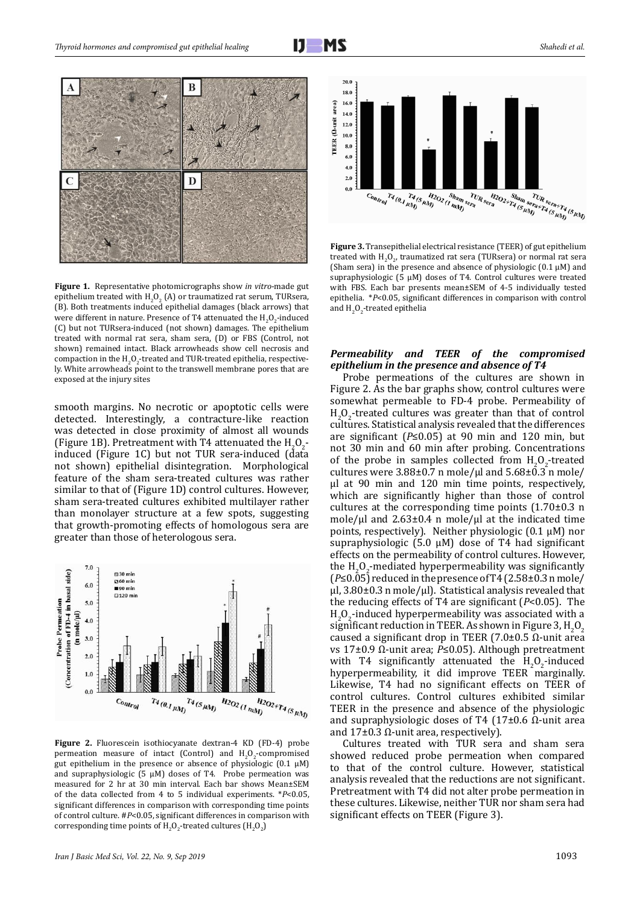**Figure 1.** Representative photomicrographs show *in vitro*-made gut epithelium treated with $H_2O_2$ (A) or traumatized rat serum, TURsera, (B). Both treatments induced epithelial damages (black arrows) that were different in nature. Presence of T4 attenuated the $H_2O_2$-induced (C) but not TURsera-induced (not shown) damages. The epithelium treated with normal rat sera, sham sera, (D) or FBS (Control, not shown) remained intact. Black arrowheads show cell necrosis and compaction in the $H_2O_2$-treated and TUR-treated epithelia, respectively. White arrowheads point to the transwell membrane pores that are exposed at the injury sites

smooth margins. No necrotic or apoptotic cells were detected. Interestingly, a contracture-like reaction was detected in close proximity of almost all wounds (Figure 1B). Pretreatment with T4 attenuated the $H_2O_2$-induced (Figure 1C) but not TUR sera-induced (data not shown) epithelial disintegration. Morphological feature of the sham sera-treated cultures was rather similar to that of (Figure 1D) control cultures. However, sham sera-treated cultures exhibited multilayer rather than monolayer structure at a few spots, suggesting that growth-promoting effects of homologous sera are greater than those of heterologous sera.

**Figure 2.** Fluorescein isothiocyanate dextran-4 KD (FD-4) probe permeation measure of intact (Control) and $H_2O_2$-compromised gut epithelium in the presence or absence of physiologic (0.1 μM) and supraphysiologic (5 μM) doses of T4. Probe permeation was measured for 2 hr at 30 min interval. Each bar shows Mean±SEM of the data collected from 4 to 5 individual experiments. \*$P$<0.05, significant differences in comparison with corresponding time points of control culture. #$P$<0.05, significant differences in comparison with corresponding time points of $H_2O_2$-treated cultures ($H_2O_2$)

**Figure 3.** Transepithelial electrical resistance (TEER) of gut epithelium treated with $H_2O_2$, traumatized rat sera (TURsera) or normal rat sera (Sham sera) in the presence and absence of physiologic (0.1 μM) and supraphysiologic (5 μM) doses of T4. Control cultures were treated with FBS. Each bar presents mean±SEM of 4-5 individually tested epithelia. \*$P$<0.05, significant differences in comparison with control and $H_2O_2$-treated epithelia

### *Permeability and TEER of the compromised epithelium in the presence and absence of T4*

Probe permeations of the cultures are shown in Figure 2. As the bar graphs show, control cultures were somewhat permeable to FD-4 probe. Permeability of $H_2O_2$-treated cultures was greater than that of control cultures. Statistical analysis revealed that the differences are significant ($P$≤0.05) at 90 min and 120 min, but not 30 min and 60 min after probing. Concentrations of the probe in samples collected from $H_2O_2$-treated cultures were 3.88±0.7 n mole/μl and 5.68±0.3 n mole/μl at 90 min and 120 min time points, respectively, which are significantly higher than those of control cultures at the corresponding time points (1.70±0.3 n mole/μl and 2.63±0.4 n mole/μl at the indicated time points, respectively). Neither physiologic (0.1 μM) nor supraphysiologic (5.0 μM) dose of T4 had significant effects on the permeability of control cultures. However, the $H_2O_2$-mediated hyperpermeability was significantly ($P$≤0.05) reduced in the presence of T4 (2.58±0.3 n mole/μl, 3.80±0.3 n mole/μl). Statistical analysis revealed that the reducing effects of T4 are significant ($P$<0.05). The $H_2O_2$-induced hyperpermeability was associated with a significant reduction in TEER. As shown in Figure 3, $H_2O_2$ caused a significant drop in TEER (7.0±0.5 Ω-unit area vs 17±0.9 Ω-unit area; $P$≤0.05). Although pretreatment with T4 significantly attenuated the $H_2O_2$-induced hyperpermeability, it did improve TEER marginally. Likewise, T4 had no significant effects on TEER of control cultures. Control cultures exhibited similar TEER in the presence and absence of the physiologic and supraphysiologic doses of T4 (17±0.6 Ω-unit area and 17±0.3 Ω-unit area, respectively).

Cultures treated with TUR sera and sham sera showed reduced probe permeation when compared to that of the control culture. However, statistical analysis revealed that the reductions are not significant. Pretreatment with T4 did not alter probe permeation in these cultures. Likewise, neither TUR nor sham sera had significant effects on TEER (Figure 3).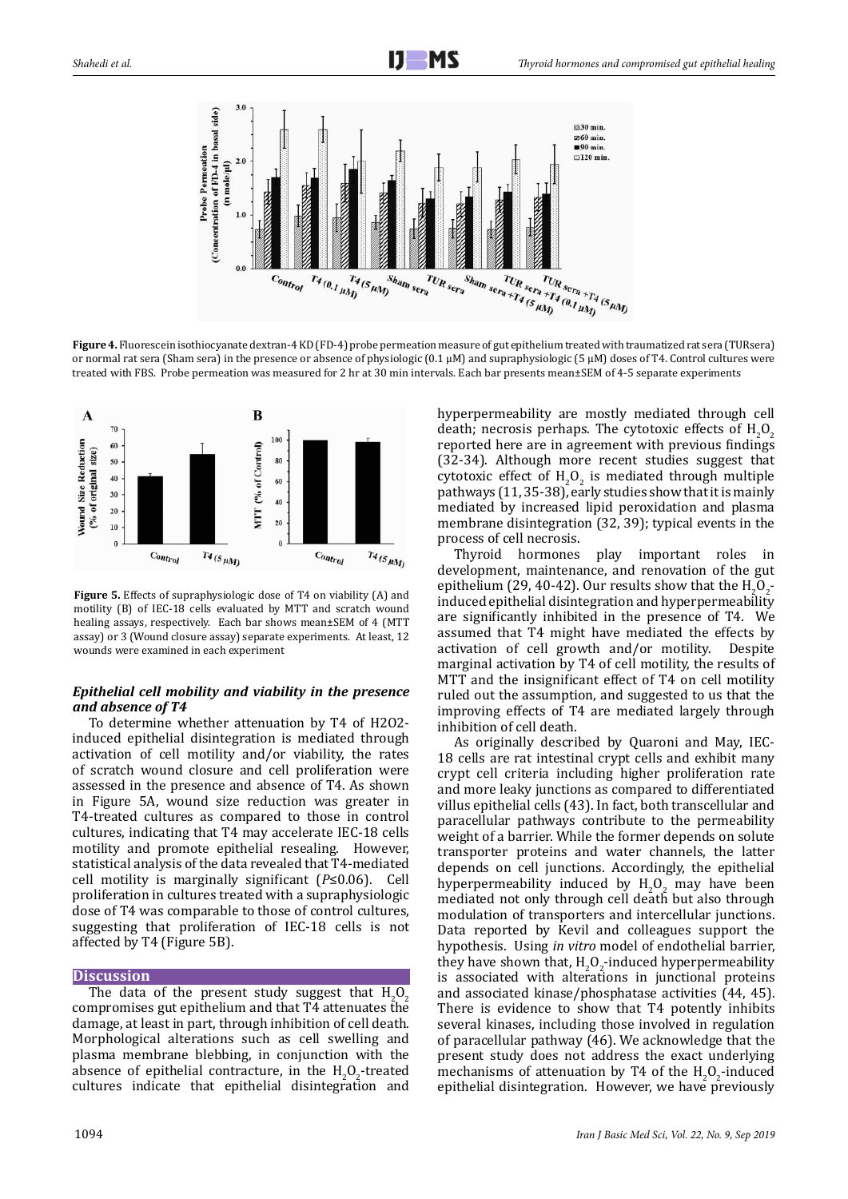**Figure 4.** Fluorescein isothiocyanate dextran-4 KD (FD-4) probe permeation measure of gut epithelium treated with traumatized rat sera (TURsera) or normal rat sera (Sham sera) in the presence or absence of physiologic (0.1 μM) and supraphysiologic (5 μM) doses of T4. Control cultures were treated with FBS. Probe permeation was measured for 2 hr at 30 min intervals. Each bar presents mean±SEM of 4-5 separate experiments

**Figure 5.** Effects of supraphysiologic dose of T4 on viability (A) and motility (B) of IEC-18 cells evaluated by MTT and scratch wound healing assays, respectively. Each bar shows mean±SEM of 4 (MTT assay) or 3 (Wound closure assay) separate experiments. At least, 12 wounds were examined in each experiment

### *Epithelial cell mobility and viability in the presence and absence of T4*

To determine whether attenuation by T4 of H2O2-induced epithelial disintegration is mediated through activation of cell motility and/or viability, the rates of scratch wound closure and cell proliferation were assessed in the presence and absence of T4. As shown in Figure 5A, wound size reduction was greater in T4-treated cultures as compared to those in control cultures, indicating that T4 may accelerate IEC-18 cells motility and promote epithelial resealing. However, statistical analysis of the data revealed that T4-mediated cell motility is marginally significant ($P\leq0.06$). Cell proliferation in cultures treated with a supraphysiologic dose of T4 was comparable to those of control cultures, suggesting that proliferation of IEC-18 cells is not affected by T4 (Figure 5B).

## Discussion

The data of the present study suggest that $H_2O_2$ compromises gut epithelium and that T4 attenuates the damage, at least in part, through inhibition of cell death. Morphological alterations such as cell swelling and plasma membrane blebbing, in conjunction with the absence of epithelial contracture, in the $H_2O_2$-treated cultures indicate that epithelial disintegration and hyperpermeability are mostly mediated through cell death; necrosis perhaps. The cytotoxic effects of $H_2O_2$ reported here are in agreement with previous findings (32-34). Although more recent studies suggest that cytotoxic effect of $H_2O_2$ is mediated through multiple pathways (11, 35-38), early studies show that it is mainly mediated by increased lipid peroxidation and plasma membrane disintegration (32, 39); typical events in the process of cell necrosis.

Thyroid hormones play important roles in development, maintenance, and renovation of the gut epithelium (29, 40-42). Our results show that the $H_2O_2$-induced epithelial disintegration and hyperpermeability are significantly inhibited in the presence of T4. We assumed that T4 might have mediated the effects by activation of cell growth and/or motility. Despite marginal activation by T4 of cell motility, the results of MTT and the insignificant effect of T4 on cell motility ruled out the assumption, and suggested to us that the improving effects of T4 are mediated largely through inhibition of cell death.

As originally described by Quaroni and May, IEC-18 cells are rat intestinal crypt cells and exhibit many crypt cell criteria including higher proliferation rate and more leaky junctions as compared to differentiated villus epithelial cells (43). In fact, both transcellular and paracellular pathways contribute to the permeability weight of a barrier. While the former depends on solute transporter proteins and water channels, the latter depends on cell junctions. Accordingly, the epithelial hyperpermeability induced by $H_2O_2$ may have been mediated not only through cell death but also through modulation of transporters and intercellular junctions. Data reported by Kevil and colleagues support the hypothesis. Using *in vitro* model of endothelial barrier, they have shown that, $H_2O_2$-induced hyperpermeability is associated with alterations in junctional proteins and associated kinase/phosphatase activities (44, 45). There is evidence to show that T4 potently inhibits several kinases, including those involved in regulation of paracellular pathway (46). We acknowledge that the present study does not address the exact underlying mechanisms of attenuation by T4 of the $H_2O_2$-induced epithelial disintegration. However, we have previously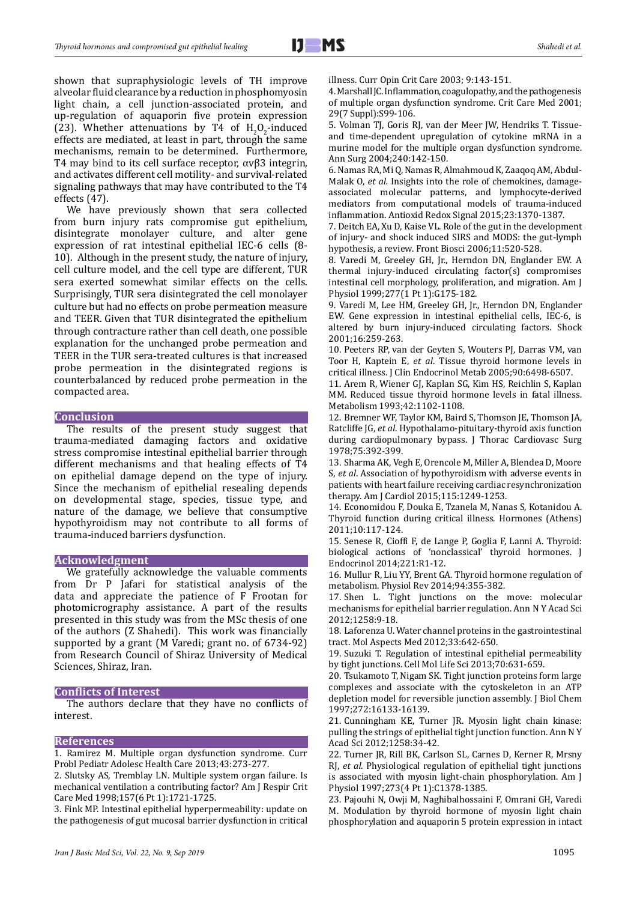shown that supraphysiologic levels of TH improve alveolar fluid clearance by a reduction in phosphomyosin light chain, a cell junction-associated protein, and up-regulation of aquaporin five protein expression (23). Whether attenuations by T4 of $H_2O_2$-induced effects are mediated, at least in part, through the same mechanisms, remain to be determined. Furthermore, T4 may bind to its cell surface receptor, αvβ3 integrin, and activates different cell motility- and survival-related signaling pathways that may have contributed to the T4 effects (47).

We have previously shown that sera collected from burn injury rats compromise gut epithelium, disintegrate monolayer culture, and alter gene expression of rat intestinal epithelial IEC-6 cells (8-10). Although in the present study, the nature of injury, cell culture model, and the cell type are different, TUR sera exerted somewhat similar effects on the cells. Surprisingly, TUR sera disintegrated the cell monolayer culture but had no effects on probe permeation measure and TEER. Given that TUR disintegrated the epithelium through contracture rather than cell death, one possible explanation for the unchanged probe permeation and TEER in the TUR sera-treated cultures is that increased probe permeation in the disintegrated regions is counterbalanced by reduced probe permeation in the compacted area.

## Conclusion

The results of the present study suggest that trauma-mediated damaging factors and oxidative stress compromise intestinal epithelial barrier through different mechanisms and that healing effects of T4 on epithelial damage depend on the type of injury. Since the mechanism of epithelial resealing depends on developmental stage, species, tissue type, and nature of the damage, we believe that consumptive hypothyroidism may not contribute to all forms of trauma-induced barriers dysfunction.

## Acknowledgment

We gratefully acknowledge the valuable comments from Dr P Jafari for statistical analysis of the data and appreciate the patience of F Frootan for photomicrography assistance. A part of the results presented in this study was from the MSc thesis of one of the authors (Z Shahedi). This work was financially supported by a grant (M Varedi; grant no. of 6734-92) from Research Council of Shiraz University of Medical Sciences, Shiraz, Iran.

## Conflicts of Interest

The authors declare that they have no conflicts of interest.

## References

1. Ramirez M. Multiple organ dysfunction syndrome. Curr Probl Pediatr Adolesc Health Care 2013;43:273-277.
2. Slutsky AS, Tremblay LN. Multiple system organ failure. Is mechanical ventilation a contributing factor? Am J Respir Crit Care Med 1998;157(6 Pt 1):1721-1725.
3. Fink MP. Intestinal epithelial hyperpermeability: update on the pathogenesis of gut mucosal barrier dysfunction in critical illness. Curr Opin Crit Care 2003; 9:143-151.
4. Marshall JC. Inflammation, coagulopathy, and the pathogenesis of multiple organ dysfunction syndrome. Crit Care Med 2001; 29(7 Suppl):S99-106.
5. Volman TJ, Goris RJ, van der Meer JW, Hendriks T. Tissue- and time-dependent upregulation of cytokine mRNA in a murine model for the multiple organ dysfunction syndrome. Ann Surg 2004;240:142-150.
6. Namas RA, Mi Q, Namas R, Almahmoud K, Zaaqoq AM, Abdul-Malak O, *et al.* Insights into the role of chemokines, damage-associated molecular patterns, and lymphocyte-derived mediators from computational models of trauma-induced inflammation. Antioxid Redox Signal 2015;23:1370-1387.
7. Deitch EA, Xu D, Kaise VL. Role of the gut in the development of injury- and shock induced SIRS and MODS: the gut-lymph hypothesis, a review. Front Biosci 2006;11:520-528.
8. Varedi M, Greeley GH, Jr., Herndon DN, Englander EW. A thermal injury-induced circulating factor(s) compromises intestinal cell morphology, proliferation, and migration. Am J Physiol 1999;277(1 Pt 1):G175-182.
9. Varedi M, Lee HM, Greeley GH, Jr., Herndon DN, Englander EW. Gene expression in intestinal epithelial cells, IEC-6, is altered by burn injury-induced circulating factors. Shock 2001;16:259-263.
10. Peeters RP, van der Geyten S, Wouters PJ, Darras VM, van Toor H, Kaptein E, *et al*. Tissue thyroid hormone levels in critical illness. J Clin Endocrinol Metab 2005;90:6498-6507.
11. Arem R, Wiener GJ, Kaplan SG, Kim HS, Reichlin S, Kaplan MM. Reduced tissue thyroid hormone levels in fatal illness. Metabolism 1993;42:1102-1108.
12. Bremner WF, Taylor KM, Baird S, Thomson JE, Thomson JA, Ratcliffe JG, *et al*. Hypothalamo-pituitary-thyroid axis function during cardiopulmonary bypass. J Thorac Cardiovasc Surg 1978;75:392-399.
13. Sharma AK, Vegh E, Orencole M, Miller A, Blendea D, Moore S, *et al*. Association of hypothyroidism with adverse events in patients with heart failure receiving cardiac resynchronization therapy. Am J Cardiol 2015;115:1249-1253.
14. Economidou F, Douka E, Tzanela M, Nanas S, Kotanidou A. Thyroid function during critical illness. Hormones (Athens) 2011;10:117-124.
15. Senese R, Cioffi F, de Lange P, Goglia F, Lanni A. Thyroid: biological actions of 'nonclassical' thyroid hormones. J Endocrinol 2014;221:R1-12.
16. Mullur R, Liu YY, Brent GA. Thyroid hormone regulation of metabolism. Physiol Rev 2014;94:355-382.
17. Shen L. Tight junctions on the move: molecular mechanisms for epithelial barrier regulation. Ann N Y Acad Sci 2012;1258:9-18.
18. Laforenza U. Water channel proteins in the gastrointestinal tract. Mol Aspects Med 2012;33:642-650.
19. Suzuki T. Regulation of intestinal epithelial permeability by tight junctions. Cell Mol Life Sci 2013;70:631-659.
20. Tsukamoto T, Nigam SK. Tight junction proteins form large complexes and associate with the cytoskeleton in an ATP depletion model for reversible junction assembly. J Biol Chem 1997;272:16133-16139.
21. Cunningham KE, Turner JR. Myosin light chain kinase: pulling the strings of epithelial tight junction function. Ann N Y Acad Sci 2012;1258:34-42.
22. Turner JR, Rill BK, Carlson SL, Carnes D, Kerner R, Mrsny RJ, *et al.* Physiological regulation of epithelial tight junctions is associated with myosin light-chain phosphorylation. Am J Physiol 1997;273(4 Pt 1):C1378-1385.
23. Pajouhi N, Owji M, Naghibalhossaini F, Omrani GH, Varedi M. Modulation by thyroid hormone of myosin light chain phosphorylation and aquaporin 5 protein expression in intact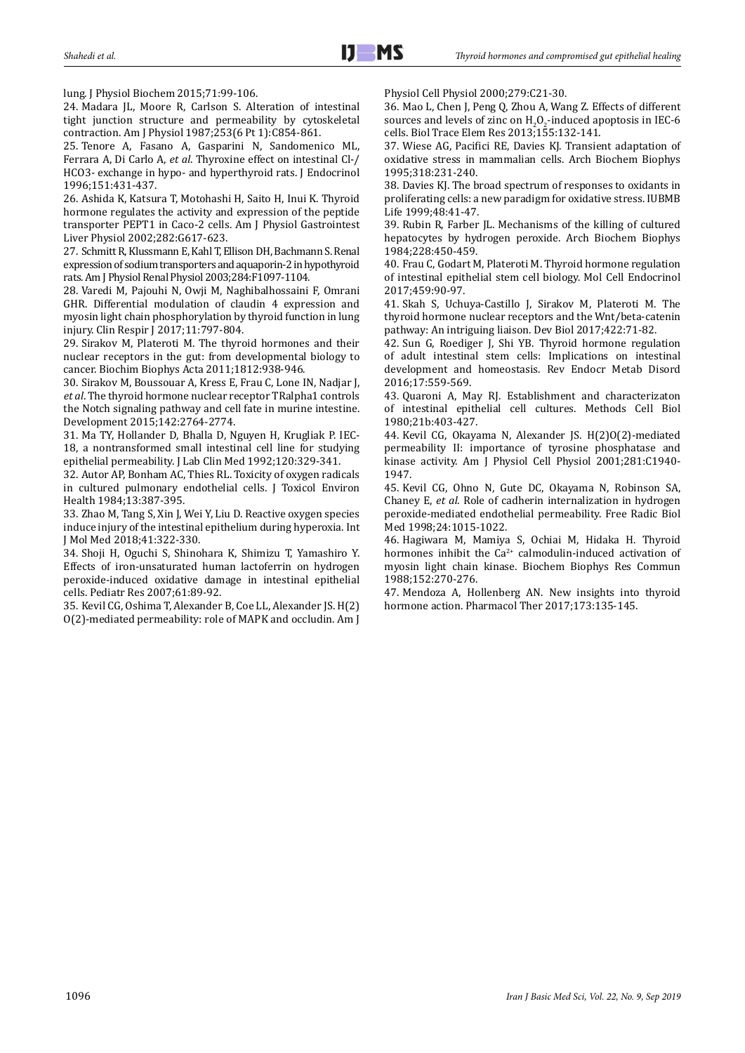lung. J Physiol Biochem 2015;71:99-106.

24. Madara JL, Moore R, Carlson S. Alteration of intestinal tight junction structure and permeability by cytoskeletal contraction. Am J Physiol 1987;253(6 Pt 1):C854-861.

25. Tenore A, Fasano A, Gasparini N, Sandomenico ML, Ferrara A, Di Carlo A, *et al*. Thyroxine effect on intestinal Cl-/HCO3- exchange in hypo- and hyperthyroid rats. J Endocrinol 1996;151:431-437.

26. Ashida K, Katsura T, Motohashi H, Saito H, Inui K. Thyroid hormone regulates the activity and expression of the peptide transporter PEPT1 in Caco-2 cells. Am J Physiol Gastrointest Liver Physiol 2002;282:G617-623.

27. Schmitt R, Klussmann E, Kahl T, Ellison DH, Bachmann S. Renal expression of sodium transporters and aquaporin-2 in hypothyroid rats. Am J Physiol Renal Physiol 2003;284:F1097-1104.

28. Varedi M, Pajouhi N, Owji M, Naghibalhossaini F, Omrani GHR. Differential modulation of claudin 4 expression and myosin light chain phosphorylation by thyroid function in lung injury. Clin Respir J 2017;11:797-804.

29. Sirakov M, Plateroti M. The thyroid hormones and their nuclear receptors in the gut: from developmental biology to cancer. Biochim Biophys Acta 2011;1812:938-946.

30. Sirakov M, Boussouar A, Kress E, Frau C, Lone IN, Nadjar J, *et al*. The thyroid hormone nuclear receptor TRalpha1 controls the Notch signaling pathway and cell fate in murine intestine. Development 2015;142:2764-2774.

31. Ma TY, Hollander D, Bhalla D, Nguyen H, Krugliak P. IEC-18, a nontransformed small intestinal cell line for studying epithelial permeability. J Lab Clin Med 1992;120:329-341.

32. Autor AP, Bonham AC, Thies RL. Toxicity of oxygen radicals in cultured pulmonary endothelial cells. J Toxicol Environ Health 1984;13:387-395.

33. Zhao M, Tang S, Xin J, Wei Y, Liu D. Reactive oxygen species induce injury of the intestinal epithelium during hyperoxia. Int J Mol Med 2018;41:322-330.

34. Shoji H, Oguchi S, Shinohara K, Shimizu T, Yamashiro Y. Effects of iron-unsaturated human lactoferrin on hydrogen peroxide-induced oxidative damage in intestinal epithelial cells. Pediatr Res 2007;61:89-92.

35. Kevil CG, Oshima T, Alexander B, Coe LL, Alexander JS. H(2)O(2)-mediated permeability: role of MAPK and occludin. Am J Physiol Cell Physiol 2000;279:C21-30.

36. Mao L, Chen J, Peng Q, Zhou A, Wang Z. Effects of different sources and levels of zinc on $H_2O_2$-induced apoptosis in IEC-6 cells. Biol Trace Elem Res 2013;155:132-141.

37. Wiese AG, Pacifici RE, Davies KJ. Transient adaptation of oxidative stress in mammalian cells. Arch Biochem Biophys 1995;318:231-240.

38. Davies KJ. The broad spectrum of responses to oxidants in proliferating cells: a new paradigm for oxidative stress. IUBMB Life 1999;48:41-47.

39. Rubin R, Farber JL. Mechanisms of the killing of cultured hepatocytes by hydrogen peroxide. Arch Biochem Biophys 1984;228:450-459.

40. Frau C, Godart M, Plateroti M. Thyroid hormone regulation of intestinal epithelial stem cell biology. Mol Cell Endocrinol 2017;459:90-97.

41. Skah S, Uchuya-Castillo J, Sirakov M, Plateroti M. The thyroid hormone nuclear receptors and the Wnt/beta-catenin pathway: An intriguing liaison. Dev Biol 2017;422:71-82.

42. Sun G, Roediger J, Shi YB. Thyroid hormone regulation of adult intestinal stem cells: Implications on intestinal development and homeostasis. Rev Endocr Metab Disord 2016;17:559-569.

43. Quaroni A, May RJ. Establishment and characterizaton of intestinal epithelial cell cultures. Methods Cell Biol 1980;21b:403-427.

44. Kevil CG, Okayama N, Alexander JS. H(2)O(2)-mediated permeability II: importance of tyrosine phosphatase and kinase activity. Am J Physiol Cell Physiol 2001;281:C1940-1947.

45. Kevil CG, Ohno N, Gute DC, Okayama N, Robinson SA, Chaney E, *et al*. Role of cadherin internalization in hydrogen peroxide-mediated endothelial permeability. Free Radic Biol Med 1998;24:1015-1022.

46. Hagiwara M, Mamiya S, Ochiai M, Hidaka H. Thyroid hormones inhibit the $Ca^{2+}$ calmodulin-induced activation of myosin light chain kinase. Biochem Biophys Res Commun 1988;152:270-276.

47. Mendoza A, Hollenberg AN. New insights into thyroid hormone action. Pharmacol Ther 2017;173:135-145.